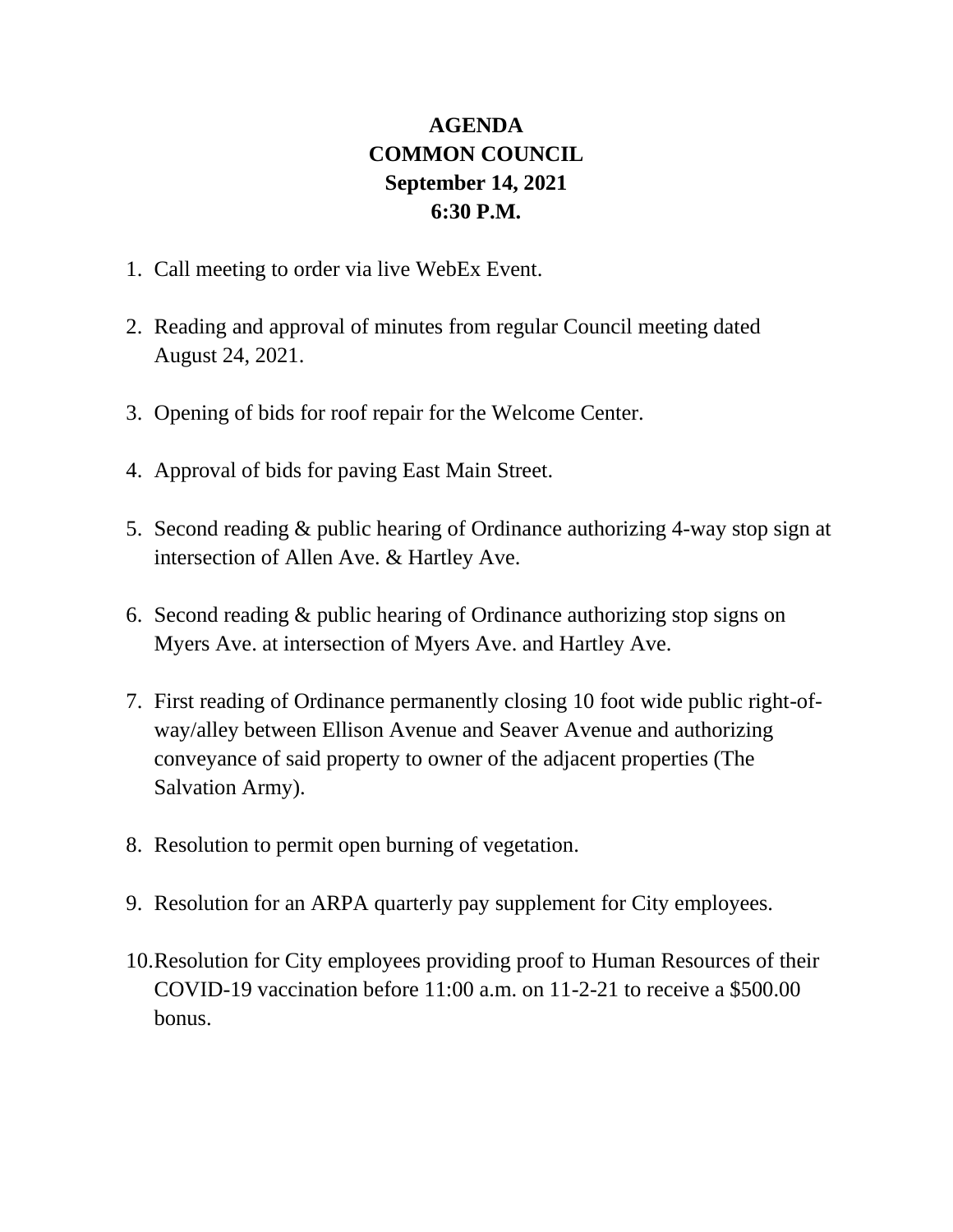# AGENDA
# COMMON COUNCIL
# September 14, 2021
# 6:30 P.M.

1. Call meeting to order via live WebEx Event.

2. Reading and approval of minutes from regular Council meeting dated August 24, 2021.

3. Opening of bids for roof repair for the Welcome Center.

4. Approval of bids for paving East Main Street.

5. Second reading & public hearing of Ordinance authorizing 4-way stop sign at intersection of Allen Ave. & Hartley Ave.

6. Second reading & public hearing of Ordinance authorizing stop signs on Myers Ave. at intersection of Myers Ave. and Hartley Ave.

7. First reading of Ordinance permanently closing 10 foot wide public right-of-way/alley between Ellison Avenue and Seaver Avenue and authorizing conveyance of said property to owner of the adjacent properties (The Salvation Army).

8. Resolution to permit open burning of vegetation.

9. Resolution for an ARPA quarterly pay supplement for City employees.

10. Resolution for City employees providing proof to Human Resources of their COVID-19 vaccination before 11:00 a.m. on 11-2-21 to receive a $500.00 bonus.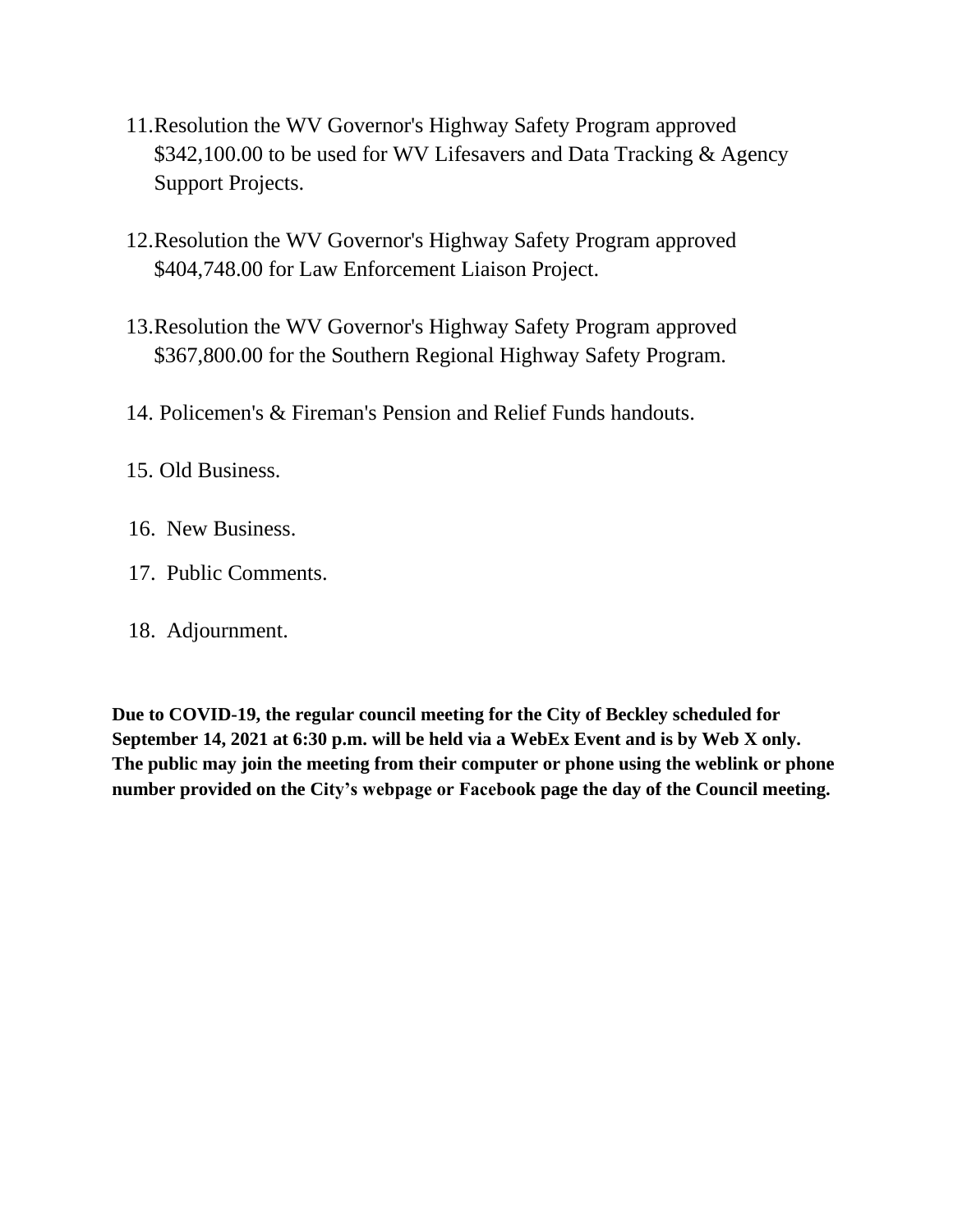11. Resolution the WV Governor's Highway Safety Program approved $342,100.00 to be used for WV Lifesavers and Data Tracking & Agency Support Projects.

12. Resolution the WV Governor's Highway Safety Program approved $404,748.00 for Law Enforcement Liaison Project.

13. Resolution the WV Governor's Highway Safety Program approved $367,800.00 for the Southern Regional Highway Safety Program.

14. Policemen's & Fireman's Pension and Relief Funds handouts.

15. Old Business.

16. New Business.

17. Public Comments.

18. Adjournment.

**Due to COVID-19, the regular council meeting for the City of Beckley scheduled for September 14, 2021 at 6:30 p.m. will be held via a WebEx Event and is by Web X only. The public may join the meeting from their computer or phone using the weblink or phone number provided on the City's webpage or Facebook page the day of the Council meeting.**